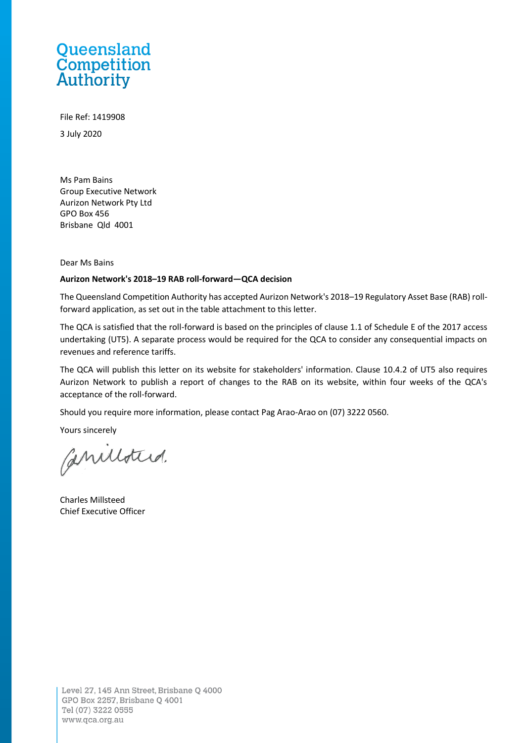# Queensland Competition Authority

File Ref: 1419908

3 July 2020

Ms Pam Bains
Group Executive Network
Aurizon Network Pty Ltd
GPO Box 456
Brisbane Qld 4001

Dear Ms Bains

**Aurizon Network's 2018–19 RAB roll-forward—QCA decision**

The Queensland Competition Authority has accepted Aurizon Network's 2018–19 Regulatory Asset Base (RAB) roll-forward application, as set out in the table attachment to this letter.

The QCA is satisfied that the roll-forward is based on the principles of clause 1.1 of Schedule E of the 2017 access undertaking (UT5). A separate process would be required for the QCA to consider any consequential impacts on revenues and reference tariffs.

The QCA will publish this letter on its website for stakeholders' information. Clause 10.4.2 of UT5 also requires Aurizon Network to publish a report of changes to the RAB on its website, within four weeks of the QCA's acceptance of the roll-forward.

Should you require more information, please contact Pag Arao-Arao on (07) 3222 0560.

Yours sincerely

Charles Millsteed
Chief Executive Officer

Level 27, 145 Ann Street, Brisbane Q 4000
GPO Box 2257, Brisbane Q 4001
Tel (07) 3222 0555
www.qca.org.au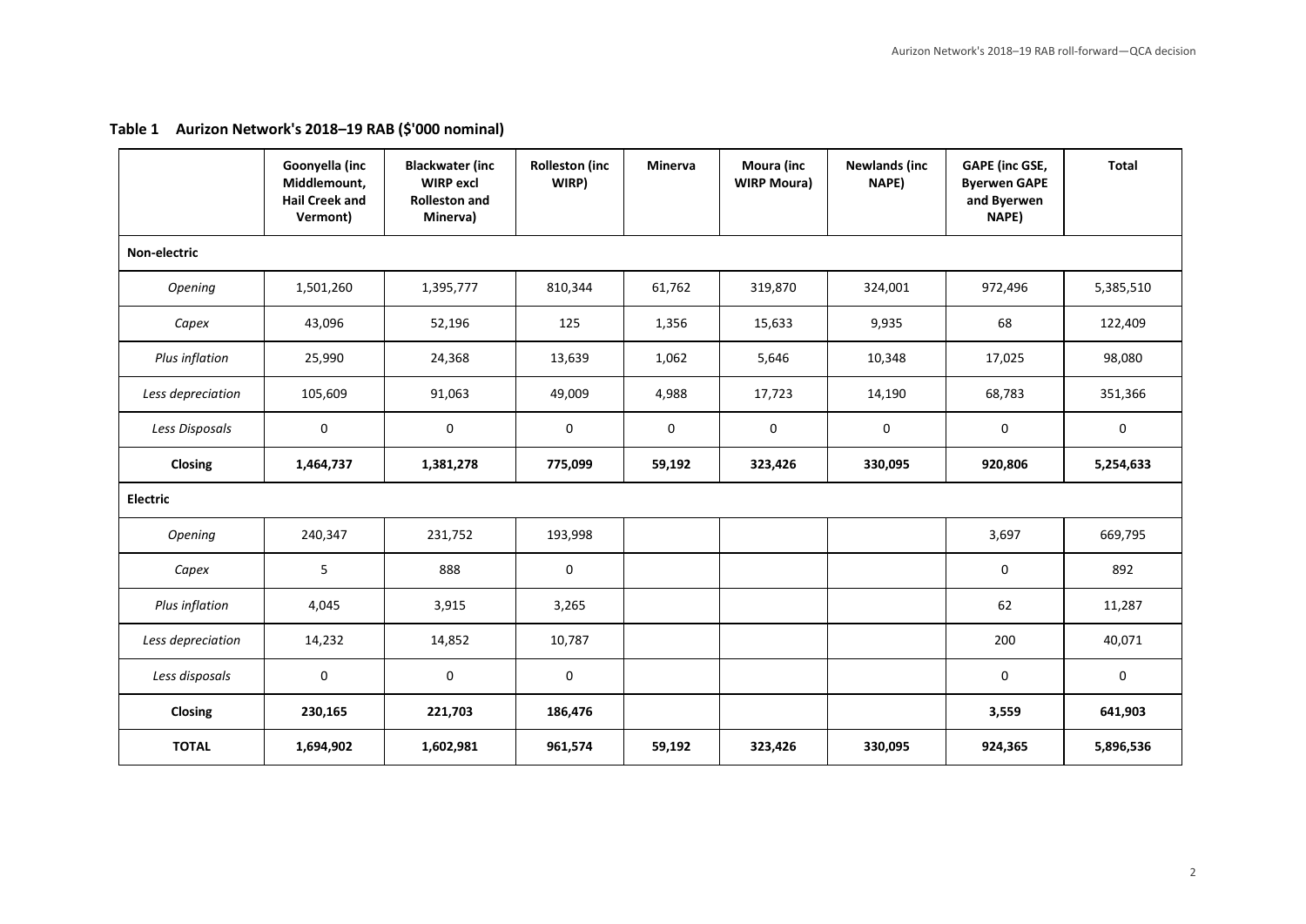**Table 1 Aurizon Network's 2018–19 RAB ($'000 nominal)**

| | Goonyella (inc Middlemount, Hail Creek and Vermont) | Blackwater (inc WIRP excl Rolleston and Minerva) | Rolleston (inc WIRP) | Minerva | Moura (inc WIRP Moura) | Newlands (inc NAPE) | GAPE (inc GSE, Byerwen GAPE and Byerwen NAPE) | Total |
|---|---|---|---|---|---|---|---|---|
| **Non-electric** | | | | | | | | |
| *Opening* | 1,501,260 | 1,395,777 | 810,344 | 61,762 | 319,870 | 324,001 | 972,496 | 5,385,510 |
| *Capex* | 43,096 | 52,196 | 125 | 1,356 | 15,633 | 9,935 | 68 | 122,409 |
| *Plus inflation* | 25,990 | 24,368 | 13,639 | 1,062 | 5,646 | 10,348 | 17,025 | 98,080 |
| *Less depreciation* | 105,609 | 91,063 | 49,009 | 4,988 | 17,723 | 14,190 | 68,783 | 351,366 |
| *Less Disposals* | 0 | 0 | 0 | 0 | 0 | 0 | 0 | 0 |
| **Closing** | **1,464,737** | **1,381,278** | **775,099** | **59,192** | **323,426** | **330,095** | **920,806** | **5,254,633** |
| **Electric** | | | | | | | | |
| *Opening* | 240,347 | 231,752 | 193,998 | | | | 3,697 | 669,795 |
| *Capex* | 5 | 888 | 0 | | | | 0 | 892 |
| *Plus inflation* | 4,045 | 3,915 | 3,265 | | | | 62 | 11,287 |
| *Less depreciation* | 14,232 | 14,852 | 10,787 | | | | 200 | 40,071 |
| *Less disposals* | 0 | 0 | 0 | | | | 0 | 0 |
| **Closing** | **230,165** | **221,703** | **186,476** | | | | **3,559** | **641,903** |
| **TOTAL** | **1,694,902** | **1,602,981** | **961,574** | **59,192** | **323,426** | **330,095** | **924,365** | **5,896,536** |